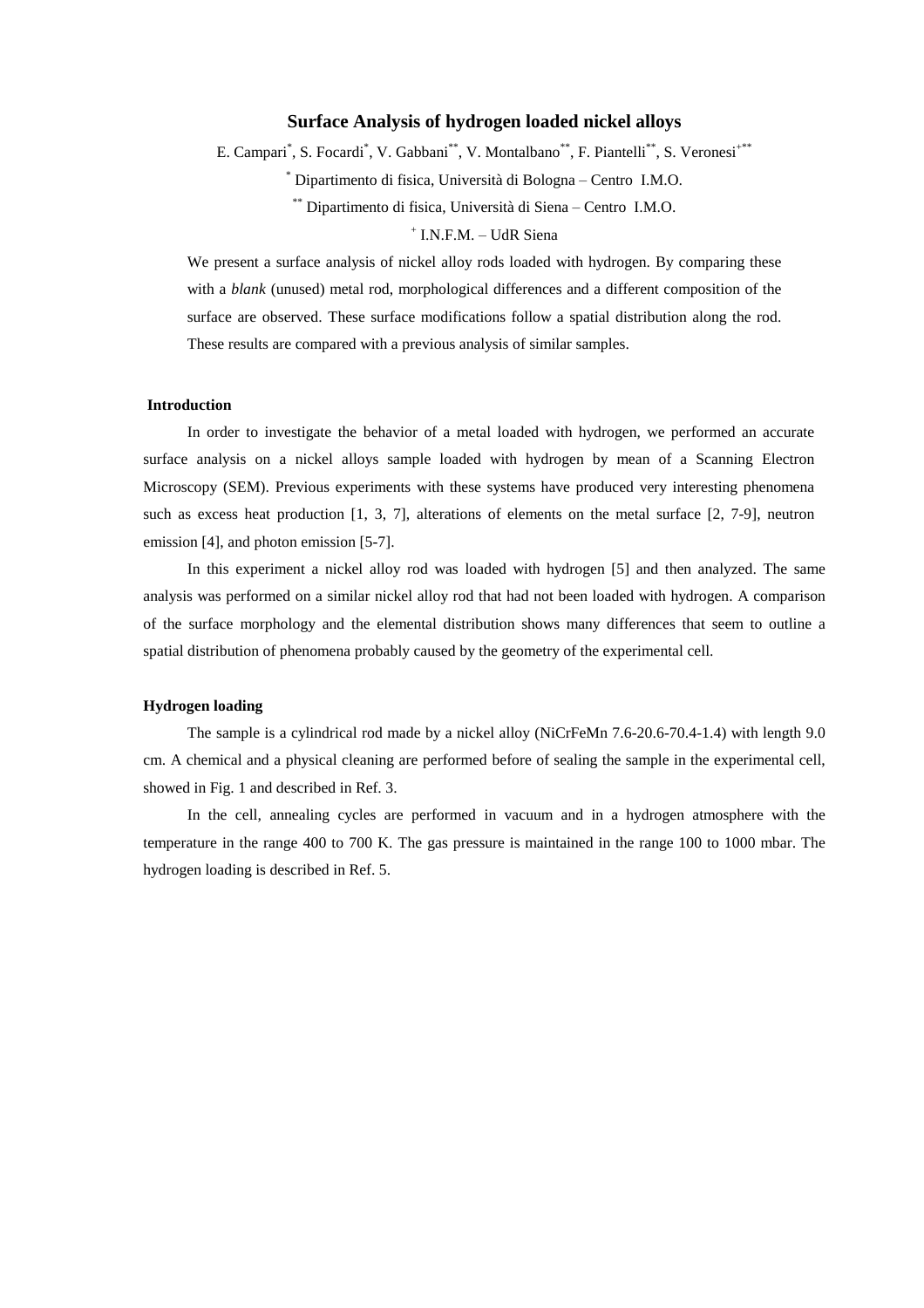# Surface Analysis of hydrogen loaded nickel alloys

E. Campari[*], S. Focardi[*], V. Gabbani[**], V. Montalbano[**], F. Piantelli[**], S. Veronesi[+**]

[*] Dipartimento di fisica, Università di Bologna – Centro I.M.O.

[**] Dipartimento di fisica, Università di Siena – Centro I.M.O.

[+] I.N.F.M. – UdR Siena

We present a surface analysis of nickel alloy rods loaded with hydrogen. By comparing these with a *blank* (unused) metal rod, morphological differences and a different composition of the surface are observed. These surface modifications follow a spatial distribution along the rod. These results are compared with a previous analysis of similar samples.

## Introduction

In order to investigate the behavior of a metal loaded with hydrogen, we performed an accurate surface analysis on a nickel alloys sample loaded with hydrogen by mean of a Scanning Electron Microscopy (SEM). Previous experiments with these systems have produced very interesting phenomena such as excess heat production [1, 3, 7], alterations of elements on the metal surface [2, 7-9], neutron emission [4], and photon emission [5-7].

In this experiment a nickel alloy rod was loaded with hydrogen [5] and then analyzed. The same analysis was performed on a similar nickel alloy rod that had not been loaded with hydrogen. A comparison of the surface morphology and the elemental distribution shows many differences that seem to outline a spatial distribution of phenomena probably caused by the geometry of the experimental cell.

## Hydrogen loading

The sample is a cylindrical rod made by a nickel alloy (NiCrFeMn 7.6-20.6-70.4-1.4) with length 9.0 cm. A chemical and a physical cleaning are performed before of sealing the sample in the experimental cell, showed in Fig. 1 and described in Ref. 3.

In the cell, annealing cycles are performed in vacuum and in a hydrogen atmosphere with the temperature in the range 400 to 700 K. The gas pressure is maintained in the range 100 to 1000 mbar. The hydrogen loading is described in Ref. 5.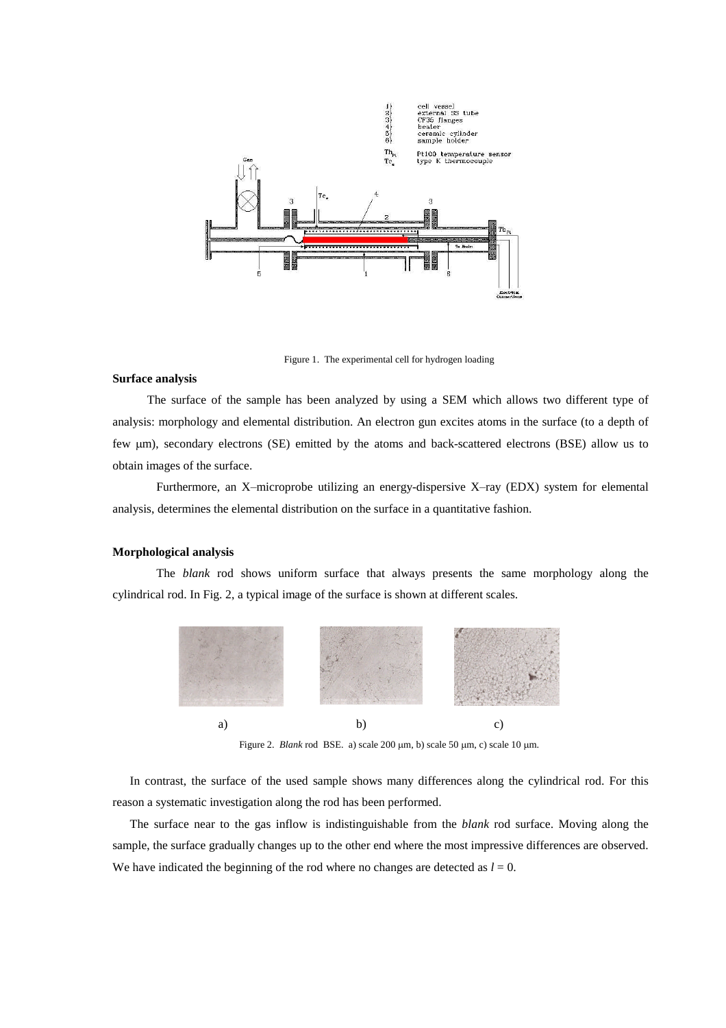Figure 1. The experimental cell for hydrogen loading

**Surface analysis**

The surface of the sample has been analyzed by using a SEM which allows two different type of analysis: morphology and elemental distribution. An electron gun excites atoms in the surface (to a depth of few μm), secondary electrons (SE) emitted by the atoms and back-scattered electrons (BSE) allow us to obtain images of the surface.

Furthermore, an X–microprobe utilizing an energy-dispersive X–ray (EDX) system for elemental analysis, determines the elemental distribution on the surface in a quantitative fashion.

**Morphological analysis**

The *blank* rod shows uniform surface that always presents the same morphology along the cylindrical rod. In Fig. 2, a typical image of the surface is shown at different scales.

a) b) c)

Figure 2. *Blank* rod BSE. a) scale 200 μm, b) scale 50 μm, c) scale 10 μm.

In contrast, the surface of the used sample shows many differences along the cylindrical rod. For this reason a systematic investigation along the rod has been performed.

The surface near to the gas inflow is indistinguishable from the *blank* rod surface. Moving along the sample, the surface gradually changes up to the other end where the most impressive differences are observed. We have indicated the beginning of the rod where no changes are detected as $l = 0$.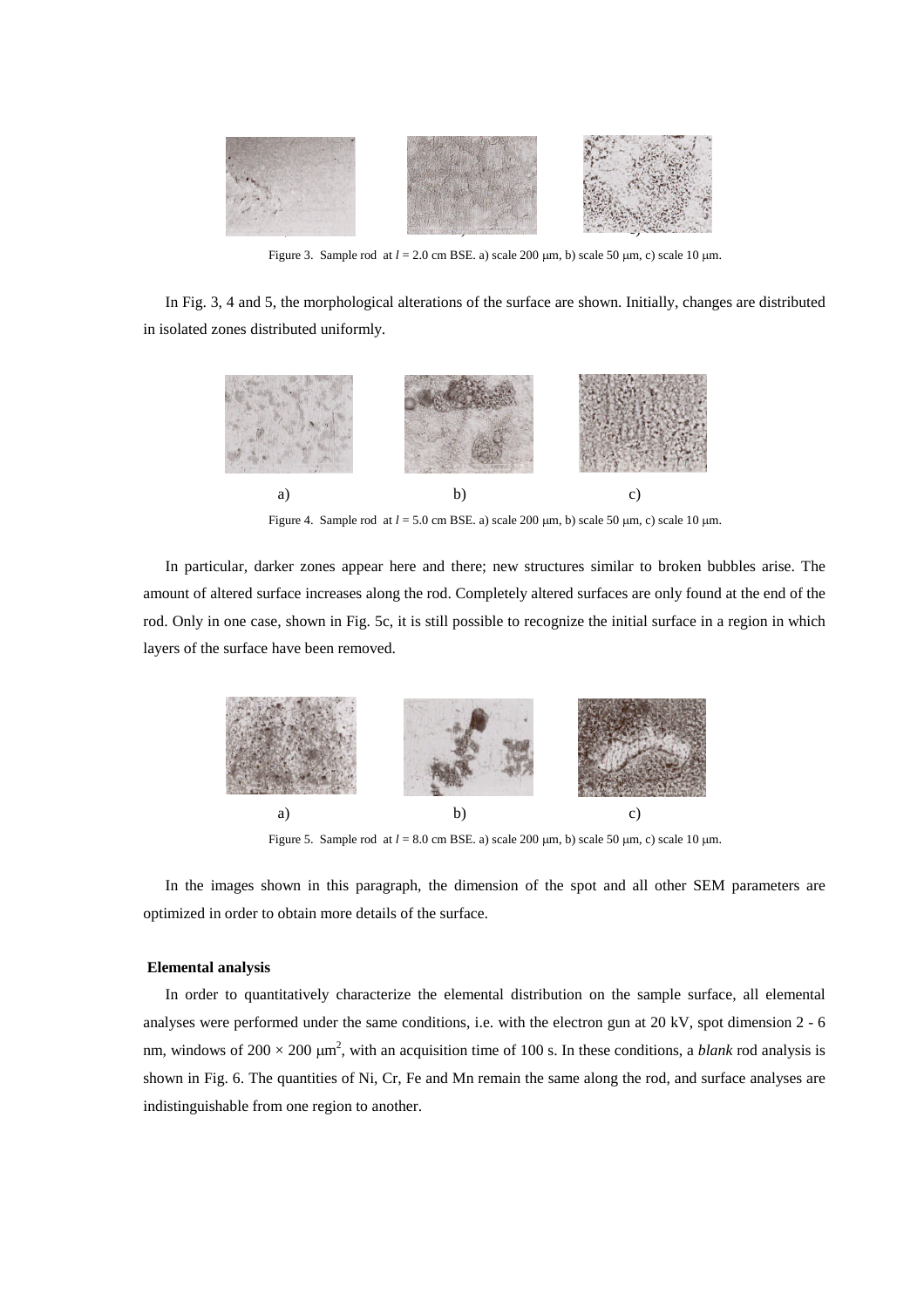Figure 3. Sample rod at $l = 2.0$ cm BSE. a) scale 200 μm, b) scale 50 μm, c) scale 10 μm.

In Fig. 3, 4 and 5, the morphological alterations of the surface are shown. Initially, changes are distributed in isolated zones distributed uniformly.

a) b) c)

Figure 4. Sample rod at $l = 5.0$ cm BSE. a) scale 200 μm, b) scale 50 μm, c) scale 10 μm.

In particular, darker zones appear here and there; new structures similar to broken bubbles arise. The amount of altered surface increases along the rod. Completely altered surfaces are only found at the end of the rod. Only in one case, shown in Fig. 5c, it is still possible to recognize the initial surface in a region in which layers of the surface have been removed.

a) b) c)

Figure 5. Sample rod at $l = 8.0$ cm BSE. a) scale 200 μm, b) scale 50 μm, c) scale 10 μm.

In the images shown in this paragraph, the dimension of the spot and all other SEM parameters are optimized in order to obtain more details of the surface.

**Elemental analysis**

In order to quantitatively characterize the elemental distribution on the sample surface, all elemental analyses were performed under the same conditions, i.e. with the electron gun at 20 kV, spot dimension 2 - 6 nm, windows of $200 \times 200$ $\mu m^2$, with an acquisition time of 100 s. In these conditions, a *blank* rod analysis is shown in Fig. 6. The quantities of Ni, Cr, Fe and Mn remain the same along the rod, and surface analyses are indistinguishable from one region to another.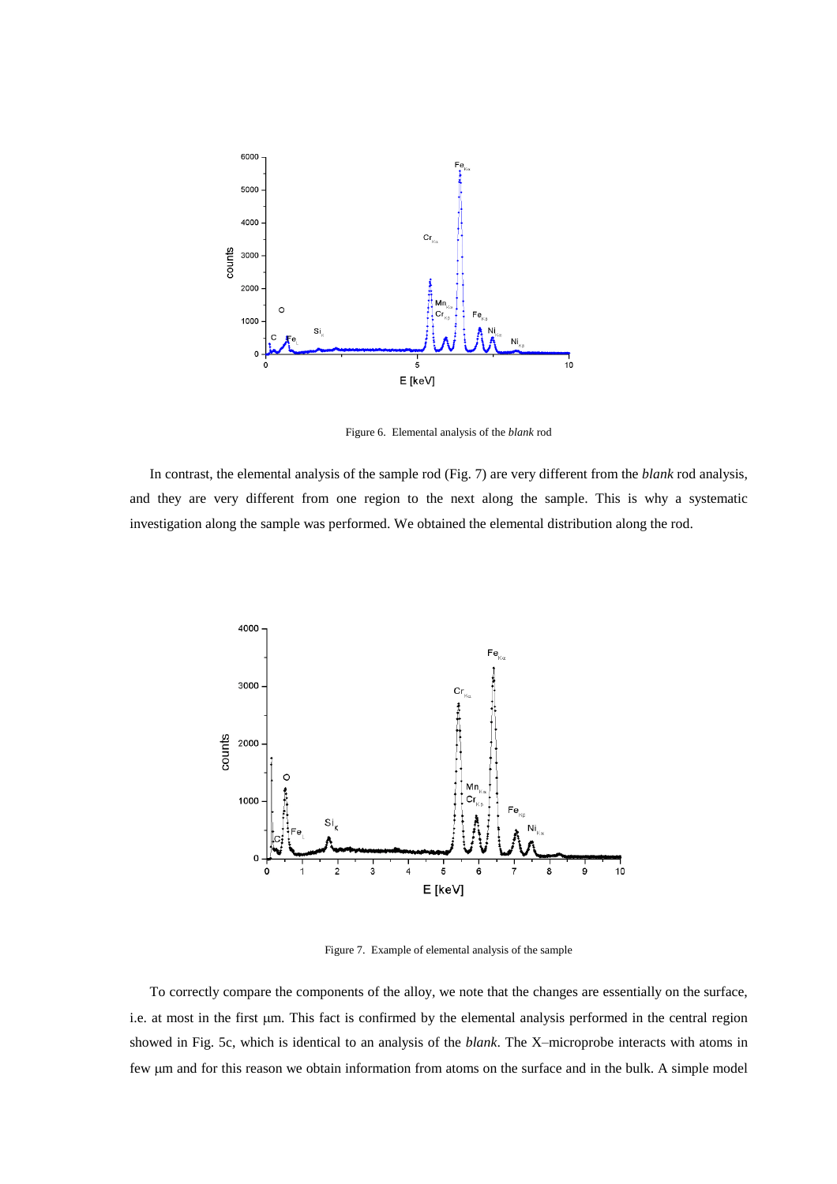Figure 6. Elemental analysis of the *blank* rod

In contrast, the elemental analysis of the sample rod (Fig. 7) are very different from the *blank* rod analysis, and they are very different from one region to the next along the sample. This is why a systematic investigation along the sample was performed. We obtained the elemental distribution along the rod.

Figure 7. Example of elemental analysis of the sample

To correctly compare the components of the alloy, we note that the changes are essentially on the surface, i.e. at most in the first μm. This fact is confirmed by the elemental analysis performed in the central region showed in Fig. 5c, which is identical to an analysis of the *blank*. The X–microprobe interacts with atoms in few μm and for this reason we obtain information from atoms on the surface and in the bulk. A simple model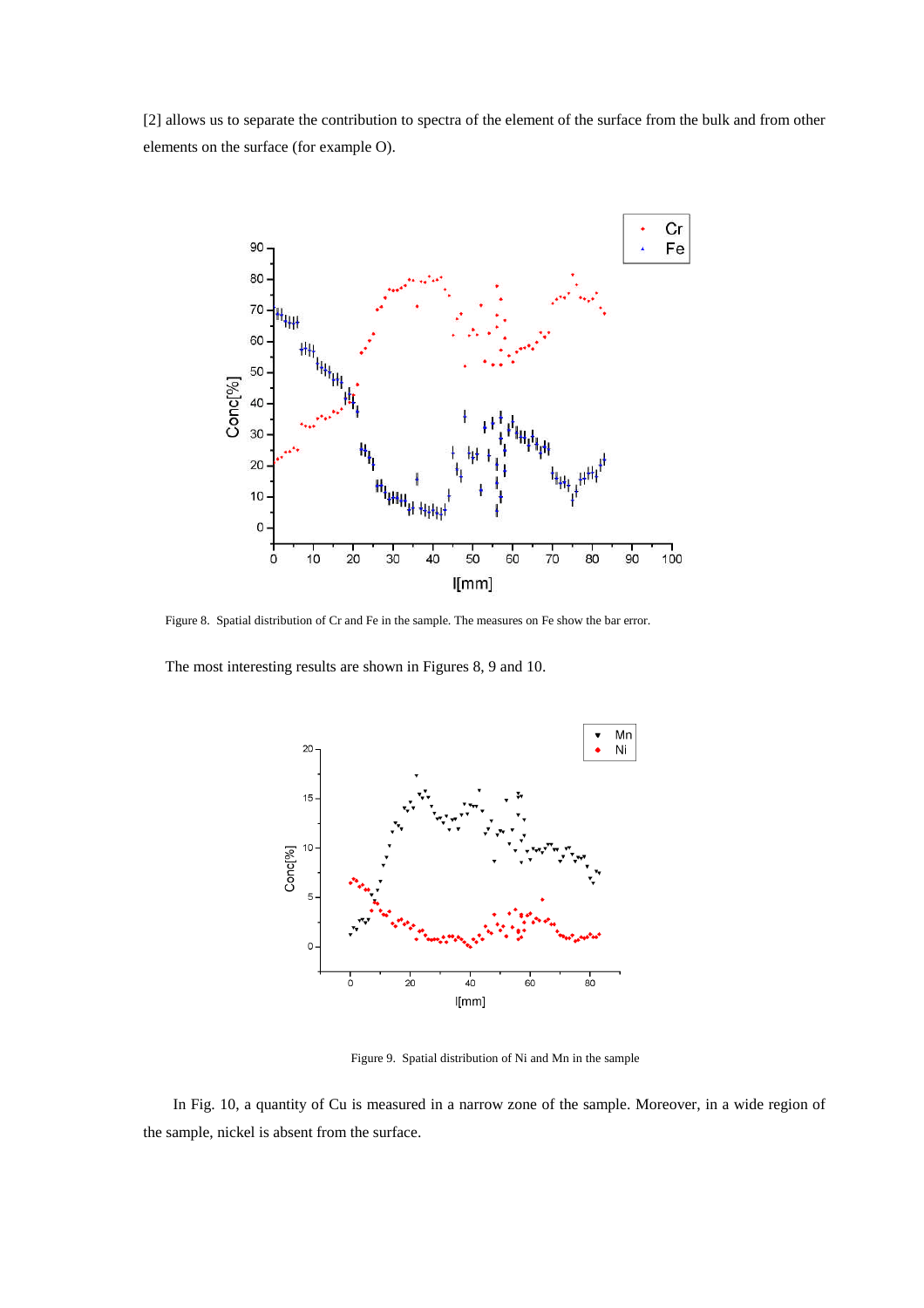[2] allows us to separate the contribution to spectra of the element of the surface from the bulk and from other elements on the surface (for example O).

Figure 8. Spatial distribution of Cr and Fe in the sample. The measures on Fe show the bar error.

The most interesting results are shown in Figures 8, 9 and 10.

Figure 9. Spatial distribution of Ni and Mn in the sample

In Fig. 10, a quantity of Cu is measured in a narrow zone of the sample. Moreover, in a wide region of the sample, nickel is absent from the surface.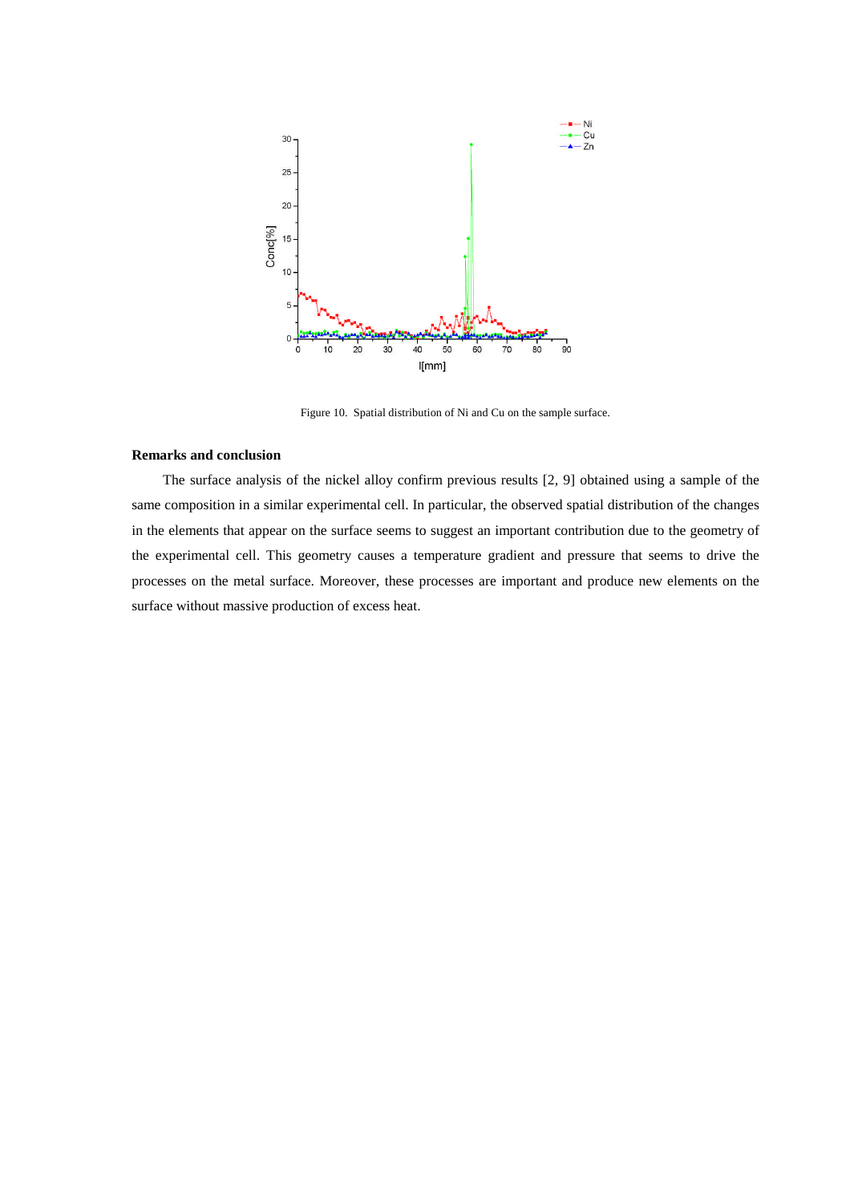Figure 10. Spatial distribution of Ni and Cu on the sample surface.

### Remarks and conclusion

The surface analysis of the nickel alloy confirm previous results [2, 9] obtained using a sample of the same composition in a similar experimental cell. In particular, the observed spatial distribution of the changes in the elements that appear on the surface seems to suggest an important contribution due to the geometry of the experimental cell. This geometry causes a temperature gradient and pressure that seems to drive the processes on the metal surface. Moreover, these processes are important and produce new elements on the surface without massive production of excess heat.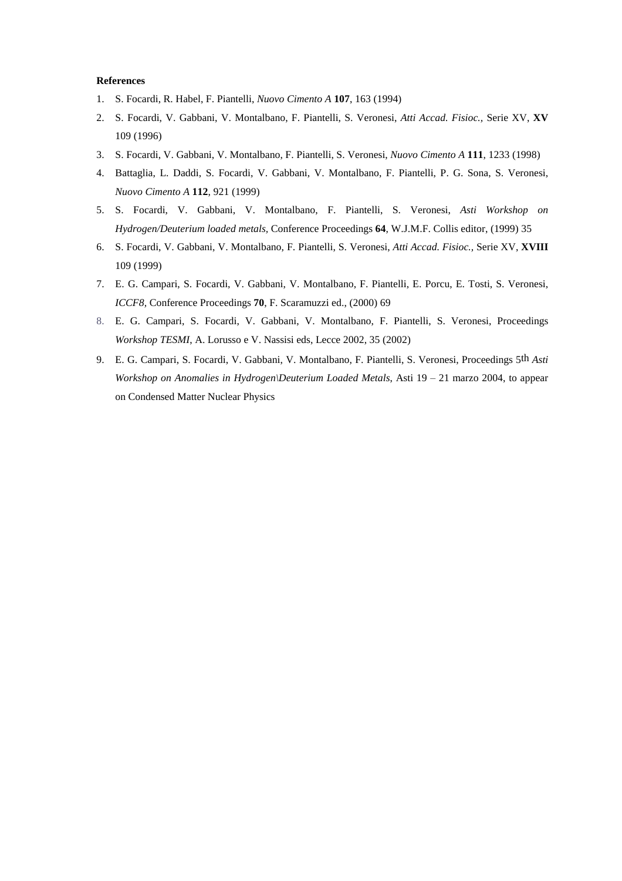**References**

1. S. Focardi, R. Habel, F. Piantelli, *Nuovo Cimento A* **107**, 163 (1994)
2. S. Focardi, V. Gabbani, V. Montalbano, F. Piantelli, S. Veronesi, *Atti Accad. Fisioc.,* Serie XV, **XV** 109 (1996)
3. S. Focardi, V. Gabbani, V. Montalbano, F. Piantelli, S. Veronesi, *Nuovo Cimento A* **111**, 1233 (1998)
4. Battaglia, L. Daddi, S. Focardi, V. Gabbani, V. Montalbano, F. Piantelli, P. G. Sona, S. Veronesi, *Nuovo Cimento A* **112**, 921 (1999)
5. S. Focardi, V. Gabbani, V. Montalbano, F. Piantelli, S. Veronesi, *Asti Workshop on Hydrogen/Deuterium loaded metals,* Conference Proceedings **64**, W.J.M.F. Collis editor, (1999) 35
6. S. Focardi, V. Gabbani, V. Montalbano, F. Piantelli, S. Veronesi, *Atti Accad. Fisioc.,* Serie XV, **XVIII** 109 (1999)
7. E. G. Campari, S. Focardi, V. Gabbani, V. Montalbano, F. Piantelli, E. Porcu, E. Tosti, S. Veronesi, *ICCF8,* Conference Proceedings **70**, F. Scaramuzzi ed., (2000) 69
8. E. G. Campari, S. Focardi, V. Gabbani, V. Montalbano, F. Piantelli, S. Veronesi, Proceedings *Workshop TESMI*, A. Lorusso e V. Nassisi eds, Lecce 2002, 35 (2002)
9. E. G. Campari, S. Focardi, V. Gabbani, V. Montalbano, F. Piantelli, S. Veronesi, Proceedings 5th *Asti Workshop on Anomalies in Hydrogen\Deuterium Loaded Metals*, Asti 19 – 21 marzo 2004, to appear on Condensed Matter Nuclear Physics